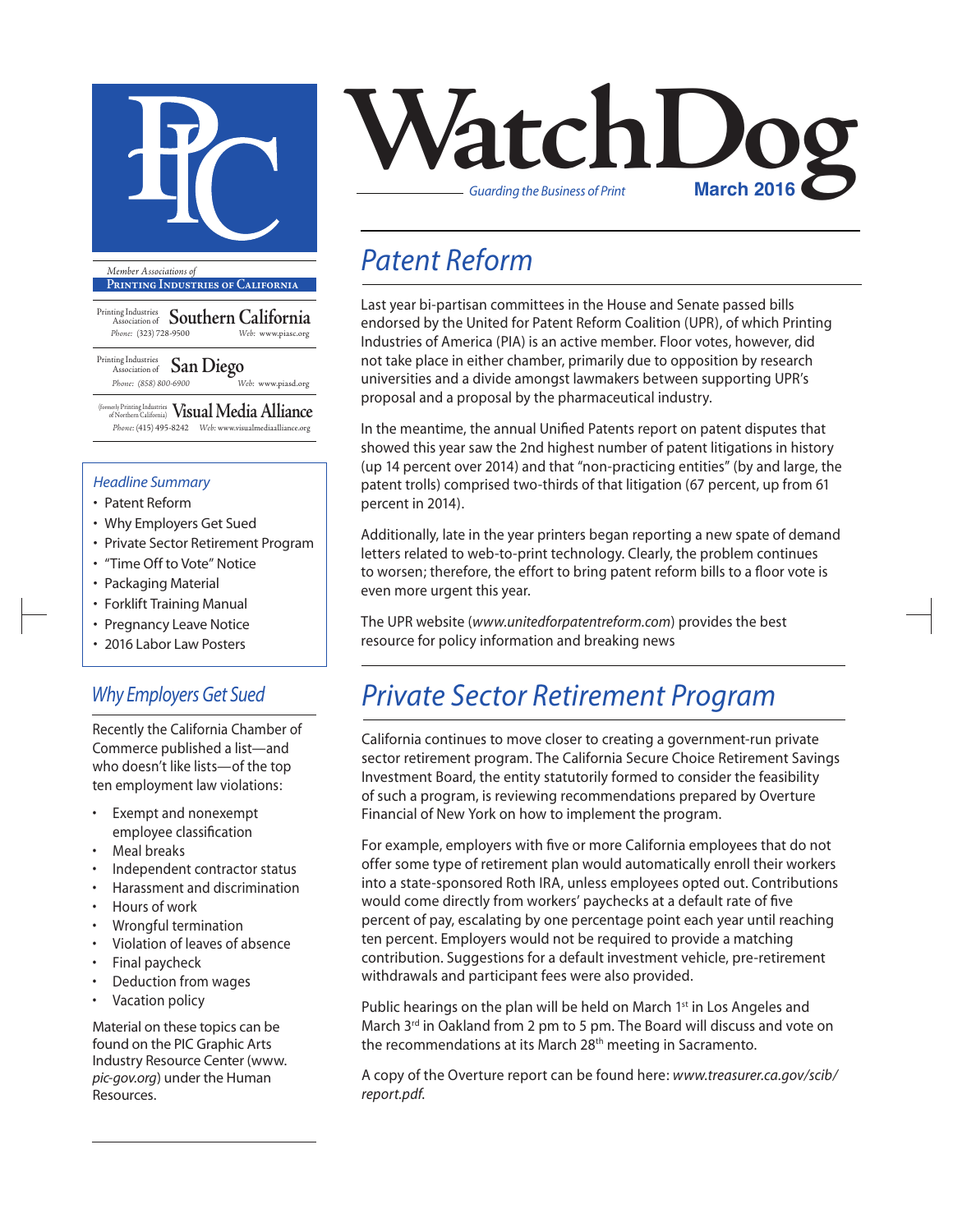# WatchDog

*Guarding the Business of Print*

**March 2016**

*Member Associations of*

**Printing Industries of California**

Printing Industries Association of **Southern California**
*Phone:* (323) 728-9500 *Web:* www.piasc.org

Printing Industries Association of **San Diego**
*Phone:* (858) 800-6900 *Web:* www.piasd.org

(formerly Printing Industries of Northern California) **Visual Media Alliance**
*Phone:* (415) 495-8242 *Web:* www.visualmediaalliance.org

### *Headline Summary*

- Patent Reform
- Why Employers Get Sued
- Private Sector Retirement Program
- "Time Off to Vote" Notice
- Packaging Material
- Forklift Training Manual
- Pregnancy Leave Notice
- 2016 Labor Law Posters

## *Patent Reform*

Last year bi-partisan committees in the House and Senate passed bills endorsed by the United for Patent Reform Coalition (UPR), of which Printing Industries of America (PIA) is an active member. Floor votes, however, did not take place in either chamber, primarily due to opposition by research universities and a divide amongst lawmakers between supporting UPR's proposal and a proposal by the pharmaceutical industry.

In the meantime, the annual Unified Patents report on patent disputes that showed this year saw the 2nd highest number of patent litigations in history (up 14 percent over 2014) and that "non-practicing entities" (by and large, the patent trolls) comprised two-thirds of that litigation (67 percent, up from 61 percent in 2014).

Additionally, late in the year printers began reporting a new spate of demand letters related to web-to-print technology. Clearly, the problem continues to worsen; therefore, the effort to bring patent reform bills to a floor vote is even more urgent this year.

The UPR website (*www.unitedforpatentreform.com*) provides the best resource for policy information and breaking news

## *Why Employers Get Sued*

Recently the California Chamber of Commerce published a list—and who doesn't like lists—of the top ten employment law violations:

- Exempt and nonexempt employee classification
- Meal breaks
- Independent contractor status
- Harassment and discrimination
- Hours of work
- Wrongful termination
- Violation of leaves of absence
- Final paycheck
- Deduction from wages
- Vacation policy

Material on these topics can be found on the PIC Graphic Arts Industry Resource Center (www.*pic-gov.org*) under the Human Resources.

## *Private Sector Retirement Program*

California continues to move closer to creating a government-run private sector retirement program. The California Secure Choice Retirement Savings Investment Board, the entity statutorily formed to consider the feasibility of such a program, is reviewing recommendations prepared by Overture Financial of New York on how to implement the program.

For example, employers with five or more California employees that do not offer some type of retirement plan would automatically enroll their workers into a state-sponsored Roth IRA, unless employees opted out. Contributions would come directly from workers' paychecks at a default rate of five percent of pay, escalating by one percentage point each year until reaching ten percent. Employers would not be required to provide a matching contribution. Suggestions for a default investment vehicle, pre-retirement withdrawals and participant fees were also provided.

Public hearings on the plan will be held on March 1st in Los Angeles and March 3rd in Oakland from 2 pm to 5 pm. The Board will discuss and vote on the recommendations at its March 28th meeting in Sacramento.

A copy of the Overture report can be found here: *www.treasurer.ca.gov/scib/report.pdf.*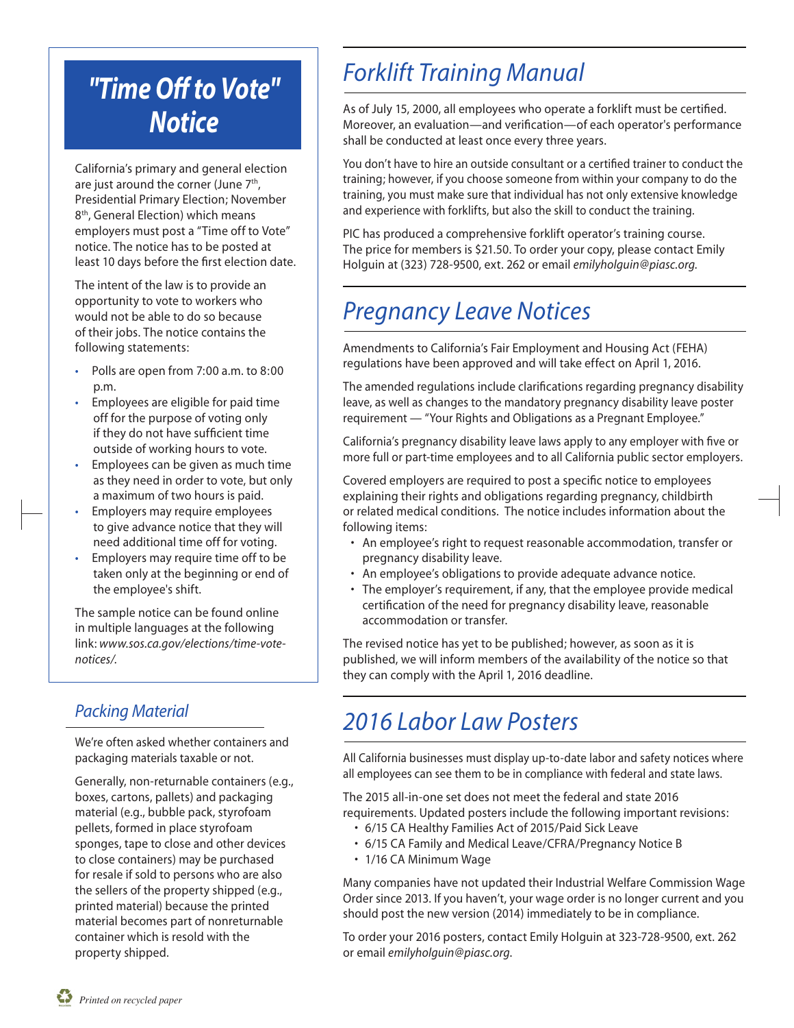# "Time Off to Vote" Notice

California's primary and general election are just around the corner (June 7th, Presidential Primary Election; November 8th, General Election) which means employers must post a "Time off to Vote" notice. The notice has to be posted at least 10 days before the first election date.

The intent of the law is to provide an opportunity to vote to workers who would not be able to do so because of their jobs. The notice contains the following statements:

- Polls are open from 7:00 a.m. to 8:00 p.m.
- Employees are eligible for paid time off for the purpose of voting only if they do not have sufficient time outside of working hours to vote.
- Employees can be given as much time as they need in order to vote, but only a maximum of two hours is paid.
- Employers may require employees to give advance notice that they will need additional time off for voting.
- Employers may require time off to be taken only at the beginning or end of the employee's shift.

The sample notice can be found online in multiple languages at the following link: *www.sos.ca.gov/elections/time-vote-notices/.*

## *Packing Material*

We're often asked whether containers and packaging materials taxable or not.

Generally, non-returnable containers (e.g., boxes, cartons, pallets) and packaging material (e.g., bubble pack, styrofoam pellets, formed in place styrofoam sponges, tape to close and other devices to close containers) may be purchased for resale if sold to persons who are also the sellers of the property shipped (e.g., printed material) because the printed material becomes part of nonreturnable container which is resold with the property shipped.

# *Forklift Training Manual*

As of July 15, 2000, all employees who operate a forklift must be certified. Moreover, an evaluation—and verification—of each operator's performance shall be conducted at least once every three years.

You don't have to hire an outside consultant or a certified trainer to conduct the training; however, if you choose someone from within your company to do the training, you must make sure that individual has not only extensive knowledge and experience with forklifts, but also the skill to conduct the training.

PIC has produced a comprehensive forklift operator's training course. The price for members is $21.50. To order your copy, please contact Emily Holguin at (323) 728-9500, ext. 262 or email *emilyholguin@piasc.org.*

# *Pregnancy Leave Notices*

Amendments to California's Fair Employment and Housing Act (FEHA) regulations have been approved and will take effect on April 1, 2016.

The amended regulations include clarifications regarding pregnancy disability leave, as well as changes to the mandatory pregnancy disability leave poster requirement — "Your Rights and Obligations as a Pregnant Employee."

California's pregnancy disability leave laws apply to any employer with five or more full or part-time employees and to all California public sector employers.

Covered employers are required to post a specific notice to employees explaining their rights and obligations regarding pregnancy, childbirth or related medical conditions. The notice includes information about the following items:

- An employee's right to request reasonable accommodation, transfer or pregnancy disability leave.
- An employee's obligations to provide adequate advance notice.
- The employer's requirement, if any, that the employee provide medical certification of the need for pregnancy disability leave, reasonable accommodation or transfer.

The revised notice has yet to be published; however, as soon as it is published, we will inform members of the availability of the notice so that they can comply with the April 1, 2016 deadline.

# *2016 Labor Law Posters*

All California businesses must display up-to-date labor and safety notices where all employees can see them to be in compliance with federal and state laws.

The 2015 all-in-one set does not meet the federal and state 2016 requirements. Updated posters include the following important revisions:

- 6/15 CA Healthy Families Act of 2015/Paid Sick Leave
- 6/15 CA Family and Medical Leave/CFRA/Pregnancy Notice B
- 1/16 CA Minimum Wage

Many companies have not updated their Industrial Welfare Commission Wage Order since 2013. If you haven't, your wage order is no longer current and you should post the new version (2014) immediately to be in compliance.

To order your 2016 posters, contact Emily Holguin at 323-728-9500, ext. 262 or email *emilyholguin@piasc.org*.

*Printed on recycled paper*